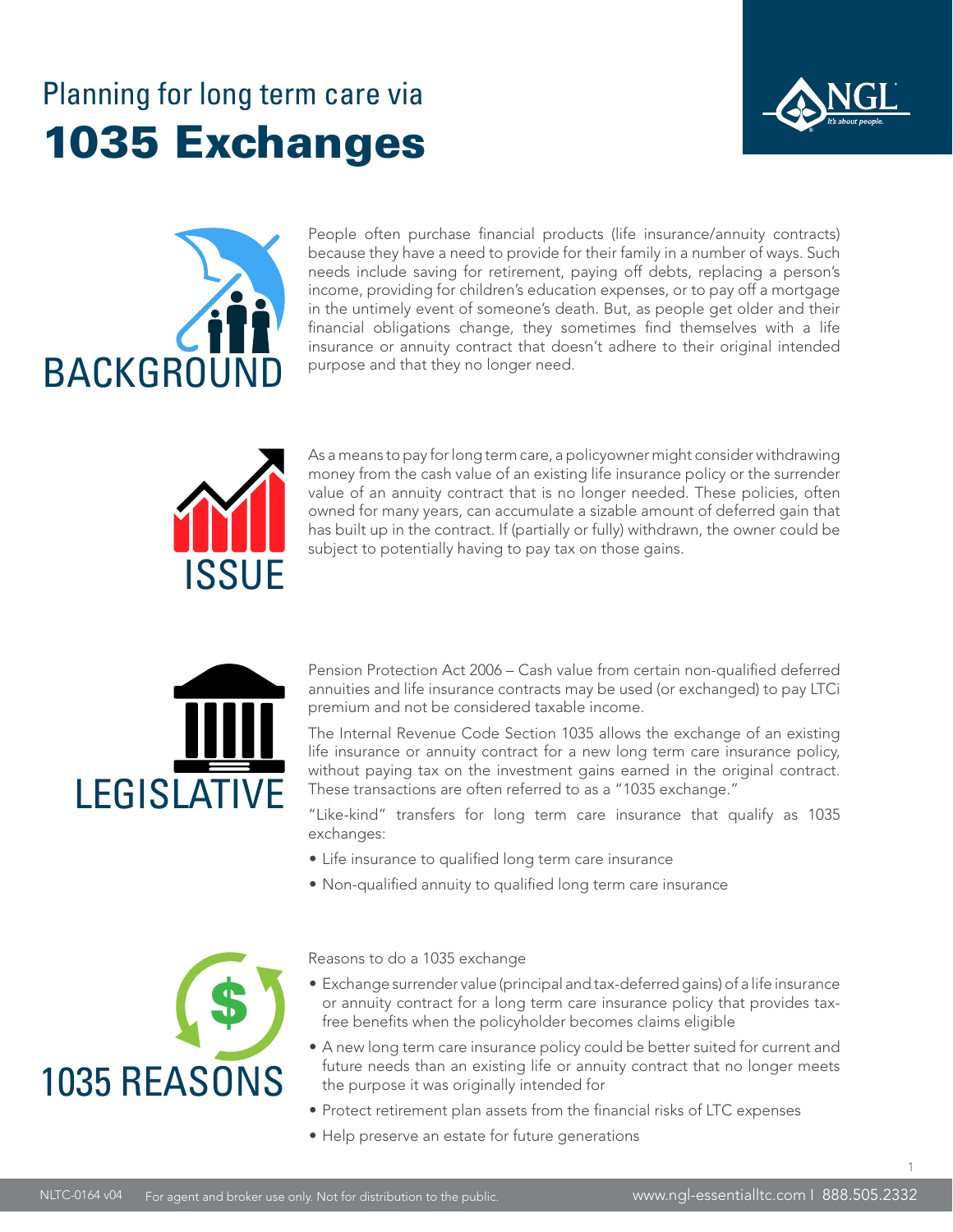# Planning for long term care via 1035 Exchanges

## BACKGROUND

People often purchase financial products (life insurance/annuity contracts) because they have a need to provide for their family in a number of ways. Such needs include saving for retirement, paying off debts, replacing a person's income, providing for children's education expenses, or to pay off a mortgage in the untimely event of someone's death. But, as people get older and their financial obligations change, they sometimes find themselves with a life insurance or annuity contract that doesn't adhere to their original intended purpose and that they no longer need.

## ISSUE

As a means to pay for long term care, a policyowner might consider withdrawing money from the cash value of an existing life insurance policy or the surrender value of an annuity contract that is no longer needed. These policies, often owned for many years, can accumulate a sizable amount of deferred gain that has built up in the contract. If (partially or fully) withdrawn, the owner could be subject to potentially having to pay tax on those gains.

## LEGISLATIVE

Pension Protection Act 2006 – Cash value from certain non-qualified deferred annuities and life insurance contracts may be used (or exchanged) to pay LTCi premium and not be considered taxable income.

The Internal Revenue Code Section 1035 allows the exchange of an existing life insurance or annuity contract for a new long term care insurance policy, without paying tax on the investment gains earned in the original contract. These transactions are often referred to as a "1035 exchange."

"Like-kind" transfers for long term care insurance that qualify as 1035 exchanges:

- Life insurance to qualified long term care insurance
- Non-qualified annuity to qualified long term care insurance

## 1035 REASONS

Reasons to do a 1035 exchange

- Exchange surrender value (principal and tax-deferred gains) of a life insurance or annuity contract for a long term care insurance policy that provides tax-free benefits when the policyholder becomes claims eligible
- A new long term care insurance policy could be better suited for current and future needs than an existing life or annuity contract that no longer meets the purpose it was originally intended for
- Protect retirement plan assets from the financial risks of LTC expenses
- Help preserve an estate for future generations

NLTC-0164 v04 For agent and broker use only. Not for distribution to the public. www.ngl-essentialltc.com | 888.505.2332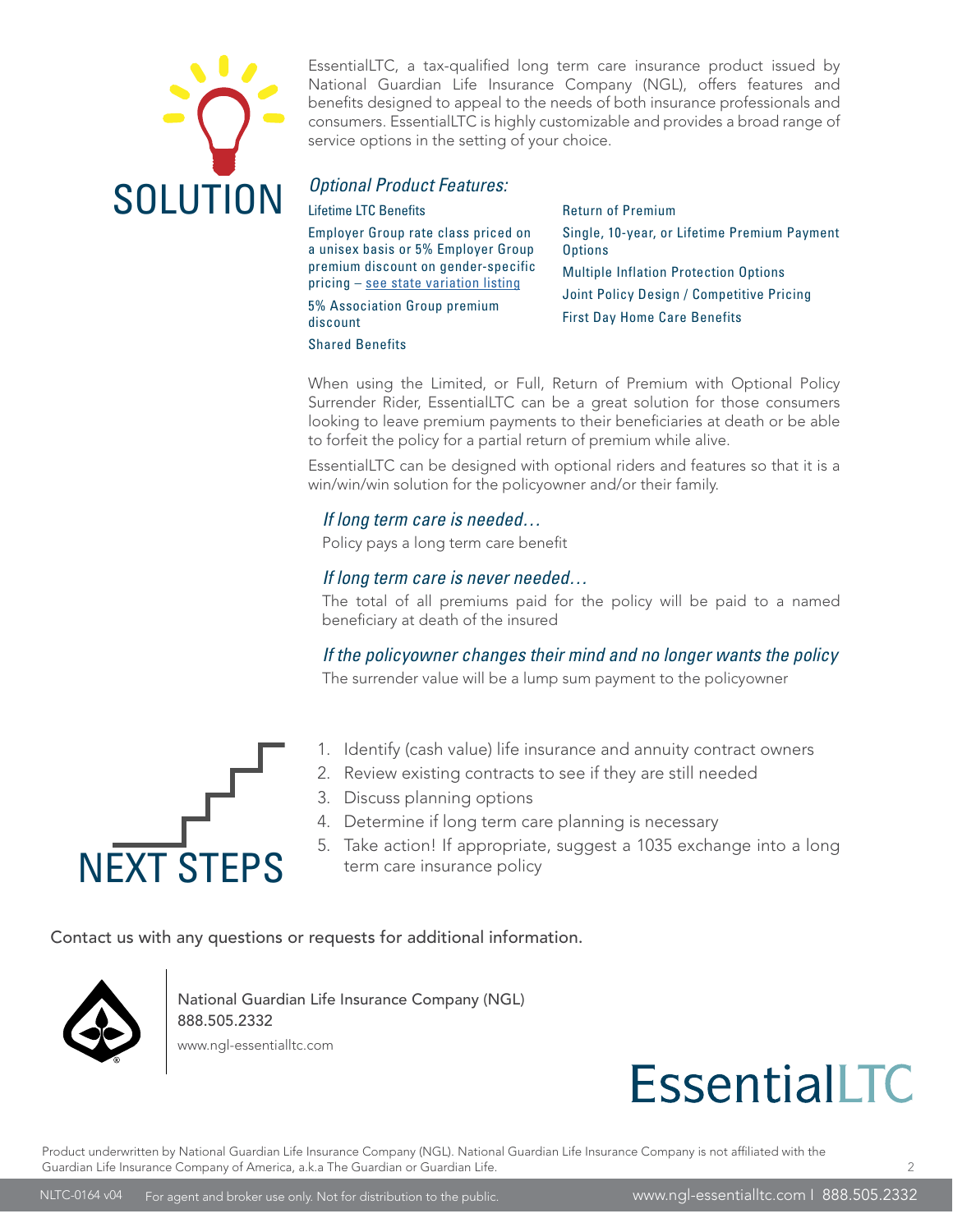## SOLUTION

EssentialLTC, a tax-qualified long term care insurance product issued by National Guardian Life Insurance Company (NGL), offers features and benefits designed to appeal to the needs of both insurance professionals and consumers. EssentialLTC is highly customizable and provides a broad range of service options in the setting of your choice.

### *Optional Product Features:*

- Lifetime LTC Benefits
- Employer Group rate class priced on a unisex basis or 5% Employer Group premium discount on gender-specific pricing – see state variation listing
- 5% Association Group premium discount
- Shared Benefits
- Return of Premium
- Single, 10-year, or Lifetime Premium Payment Options
- Multiple Inflation Protection Options
- Joint Policy Design / Competitive Pricing
- First Day Home Care Benefits

When using the Limited, or Full, Return of Premium with Optional Policy Surrender Rider, EssentialLTC can be a great solution for those consumers looking to leave premium payments to their beneficiaries at death or be able to forfeit the policy for a partial return of premium while alive.

EssentialLTC can be designed with optional riders and features so that it is a win/win/win solution for the policyowner and/or their family.

#### *If long term care is needed…*

Policy pays a long term care benefit

#### *If long term care is never needed…*

The total of all premiums paid for the policy will be paid to a named beneficiary at death of the insured

#### *If the policyowner changes their mind and no longer wants the policy*

The surrender value will be a lump sum payment to the policyowner

## NEXT STEPS

1. Identify (cash value) life insurance and annuity contract owners
2. Review existing contracts to see if they are still needed
3. Discuss planning options
4. Determine if long term care planning is necessary
5. Take action! If appropriate, suggest a 1035 exchange into a long term care insurance policy

Contact us with any questions or requests for additional information.

National Guardian Life Insurance Company (NGL)
888.505.2332
www.ngl-essentialltc.com

EssentialLTC

Product underwritten by National Guardian Life Insurance Company (NGL). National Guardian Life Insurance Company is not affiliated with the Guardian Life Insurance Company of America, a.k.a The Guardian or Guardian Life.

NLTC-0164 v04 For agent and broker use only. Not for distribution to the public. www.ngl-essentialltc.com | 888.505.2332